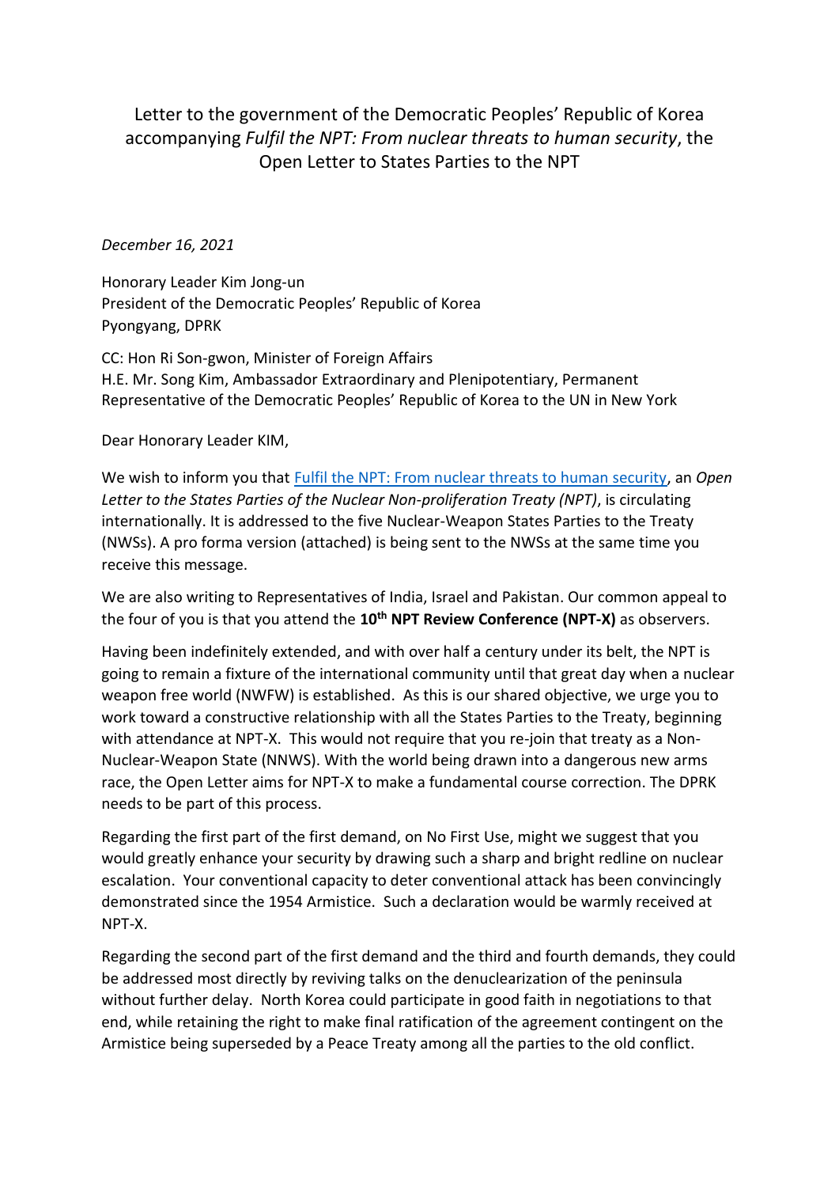# Letter to the government of the Democratic Peoples' Republic of Korea accompanying *Fulfil the NPT: From nuclear threats to human security*, the Open Letter to States Parties to the NPT

*December 16, 2021*

Honorary Leader Kim Jong-un
President of the Democratic Peoples' Republic of Korea
Pyongyang, DPRK

CC: Hon Ri Son-gwon, Minister of Foreign Affairs
H.E. Mr. Song Kim, Ambassador Extraordinary and Plenipotentiary, Permanent Representative of the Democratic Peoples' Republic of Korea to the UN in New York

Dear Honorary Leader KIM,

We wish to inform you that Fulfil the NPT: From nuclear threats to human security, an *Open Letter to the States Parties of the Nuclear Non-proliferation Treaty (NPT)*, is circulating internationally. It is addressed to the five Nuclear-Weapon States Parties to the Treaty (NWSs). A pro forma version (attached) is being sent to the NWSs at the same time you receive this message.

We are also writing to Representatives of India, Israel and Pakistan. Our common appeal to the four of you is that you attend the **10th NPT Review Conference (NPT-X)** as observers.

Having been indefinitely extended, and with over half a century under its belt, the NPT is going to remain a fixture of the international community until that great day when a nuclear weapon free world (NWFW) is established. As this is our shared objective, we urge you to work toward a constructive relationship with all the States Parties to the Treaty, beginning with attendance at NPT-X. This would not require that you re-join that treaty as a Non-Nuclear-Weapon State (NNWS). With the world being drawn into a dangerous new arms race, the Open Letter aims for NPT-X to make a fundamental course correction. The DPRK needs to be part of this process.

Regarding the first part of the first demand, on No First Use, might we suggest that you would greatly enhance your security by drawing such a sharp and bright redline on nuclear escalation. Your conventional capacity to deter conventional attack has been convincingly demonstrated since the 1954 Armistice. Such a declaration would be warmly received at NPT-X.

Regarding the second part of the first demand and the third and fourth demands, they could be addressed most directly by reviving talks on the denuclearization of the peninsula without further delay. North Korea could participate in good faith in negotiations to that end, while retaining the right to make final ratification of the agreement contingent on the Armistice being superseded by a Peace Treaty among all the parties to the old conflict.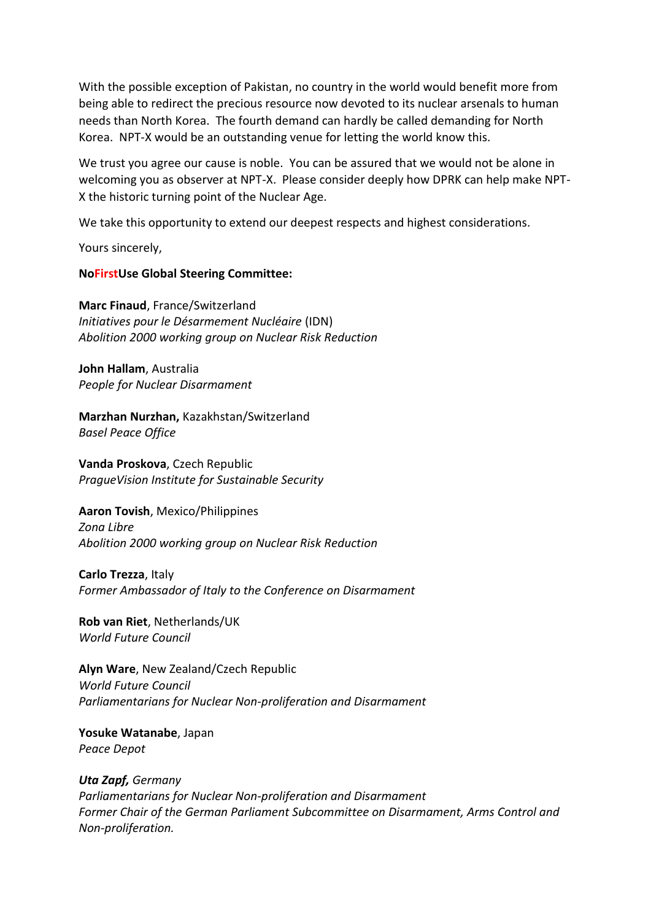With the possible exception of Pakistan, no country in the world would benefit more from being able to redirect the precious resource now devoted to its nuclear arsenals to human needs than North Korea. The fourth demand can hardly be called demanding for North Korea. NPT-X would be an outstanding venue for letting the world know this.

We trust you agree our cause is noble. You can be assured that we would not be alone in welcoming you as observer at NPT-X. Please consider deeply how DPRK can help make NPT-X the historic turning point of the Nuclear Age.

We take this opportunity to extend our deepest respects and highest considerations.

Yours sincerely,

**NoFirstUse Global Steering Committee:**

**Marc Finaud**, France/Switzerland
*Initiatives pour le Désarmement Nucléaire* (IDN)
*Abolition 2000 working group on Nuclear Risk Reduction*

**John Hallam**, Australia
*People for Nuclear Disarmament*

**Marzhan Nurzhan,** Kazakhstan/Switzerland
*Basel Peace Office*

**Vanda Proskova**, Czech Republic
*PragueVision Institute for Sustainable Security*

**Aaron Tovish**, Mexico/Philippines
*Zona Libre*
*Abolition 2000 working group on Nuclear Risk Reduction*

**Carlo Trezza**, Italy
*Former Ambassador of Italy to the Conference on Disarmament*

**Rob van Riet**, Netherlands/UK
*World Future Council*

**Alyn Ware**, New Zealand/Czech Republic
*World Future Council*
*Parliamentarians for Nuclear Non-proliferation and Disarmament*

**Yosuke Watanabe**, Japan
*Peace Depot*

***Uta Zapf,*** *Germany*
*Parliamentarians for Nuclear Non-proliferation and Disarmament*
*Former Chair of the German Parliament Subcommittee on Disarmament, Arms Control and Non-proliferation.*